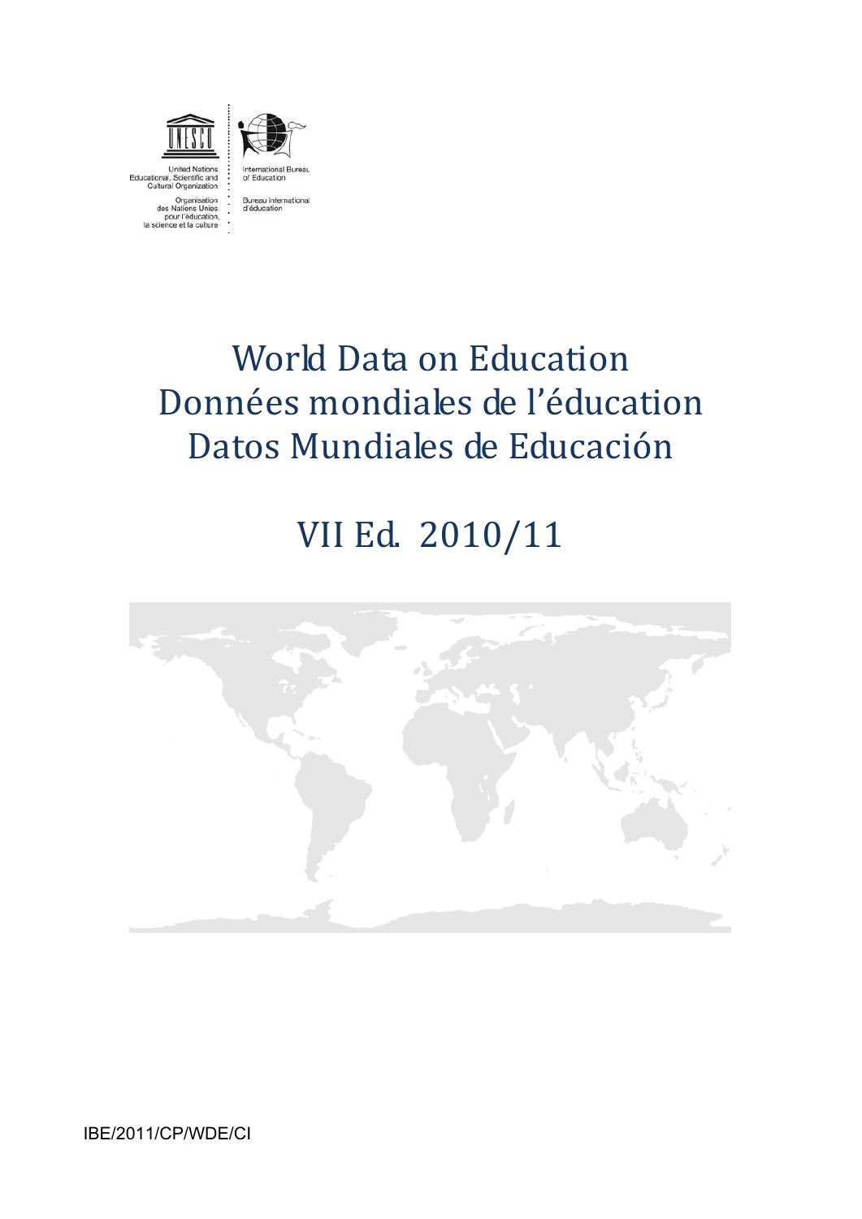United Nations
Educational, Scientific and
Cultural Organization

Organisation
des Nations Unies
pour l'éducation,
la science et la culture

International Bureau
of Education

Bureau international
d'éducation

# World Data on Education
# Données mondiales de l'éducation
# Datos Mundiales de Educación

## VII Ed. 2010/11

IBE/2011/CP/WDE/CI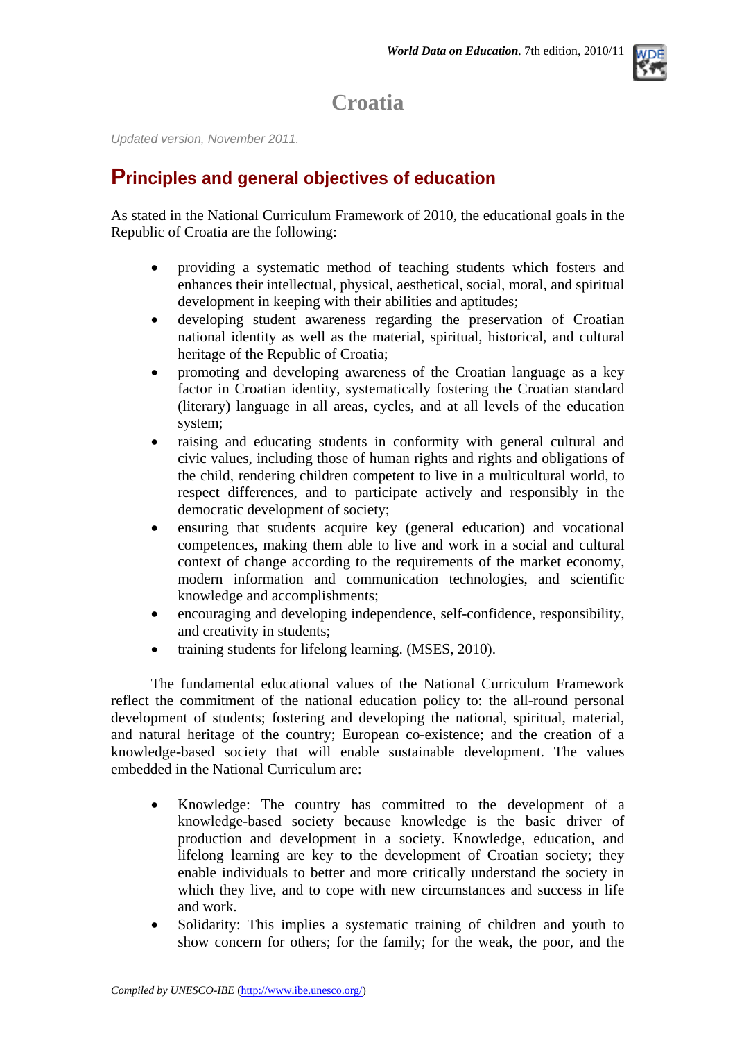# Croatia

*Updated version, November 2011.*

## Principles and general objectives of education

As stated in the National Curriculum Framework of 2010, the educational goals in the Republic of Croatia are the following:

- providing a systematic method of teaching students which fosters and enhances their intellectual, physical, aesthetical, social, moral, and spiritual development in keeping with their abilities and aptitudes;
- developing student awareness regarding the preservation of Croatian national identity as well as the material, spiritual, historical, and cultural heritage of the Republic of Croatia;
- promoting and developing awareness of the Croatian language as a key factor in Croatian identity, systematically fostering the Croatian standard (literary) language in all areas, cycles, and at all levels of the education system;
- raising and educating students in conformity with general cultural and civic values, including those of human rights and rights and obligations of the child, rendering children competent to live in a multicultural world, to respect differences, and to participate actively and responsibly in the democratic development of society;
- ensuring that students acquire key (general education) and vocational competences, making them able to live and work in a social and cultural context of change according to the requirements of the market economy, modern information and communication technologies, and scientific knowledge and accomplishments;
- encouraging and developing independence, self-confidence, responsibility, and creativity in students;
- training students for lifelong learning. (MSES, 2010).

The fundamental educational values of the National Curriculum Framework reflect the commitment of the national education policy to: the all-round personal development of students; fostering and developing the national, spiritual, material, and natural heritage of the country; European co-existence; and the creation of a knowledge-based society that will enable sustainable development. The values embedded in the National Curriculum are:

- Knowledge: The country has committed to the development of a knowledge-based society because knowledge is the basic driver of production and development in a society. Knowledge, education, and lifelong learning are key to the development of Croatian society; they enable individuals to better and more critically understand the society in which they live, and to cope with new circumstances and success in life and work.
- Solidarity: This implies a systematic training of children and youth to show concern for others; for the family; for the weak, the poor, and the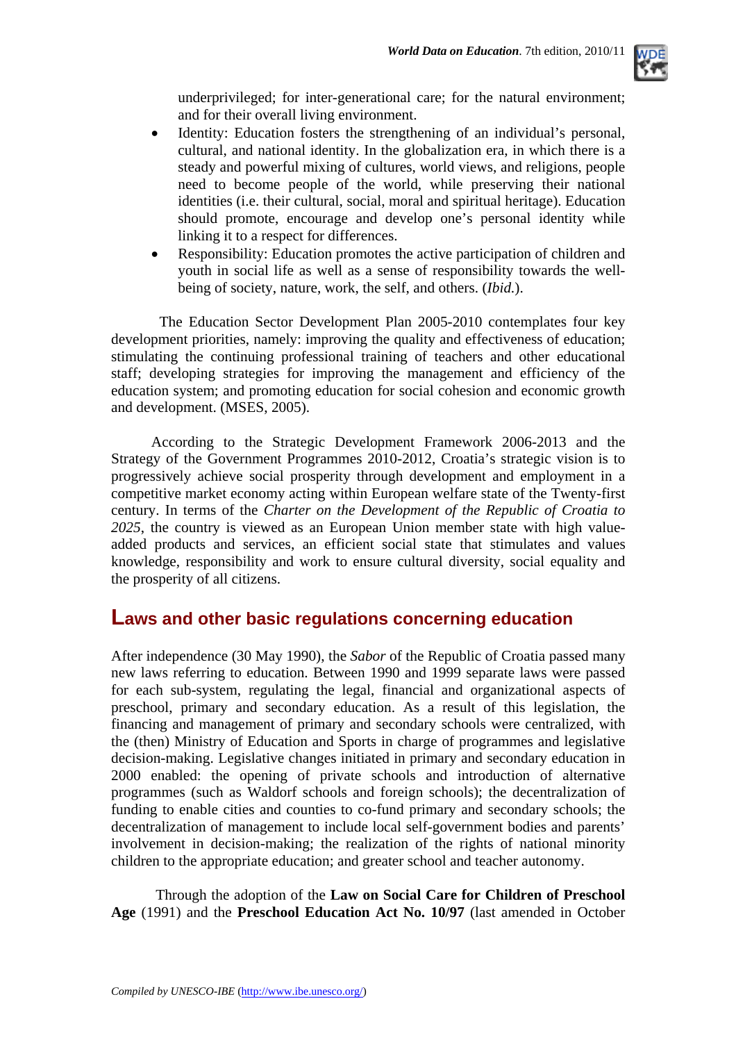underprivileged; for inter-generational care; for the natural environment; and for their overall living environment.

- Identity: Education fosters the strengthening of an individual's personal, cultural, and national identity. In the globalization era, in which there is a steady and powerful mixing of cultures, world views, and religions, people need to become people of the world, while preserving their national identities (i.e. their cultural, social, moral and spiritual heritage). Education should promote, encourage and develop one's personal identity while linking it to a respect for differences.
- Responsibility: Education promotes the active participation of children and youth in social life as well as a sense of responsibility towards the well-being of society, nature, work, the self, and others. (*Ibid.*).

The Education Sector Development Plan 2005-2010 contemplates four key development priorities, namely: improving the quality and effectiveness of education; stimulating the continuing professional training of teachers and other educational staff; developing strategies for improving the management and efficiency of the education system; and promoting education for social cohesion and economic growth and development. (MSES, 2005).

According to the Strategic Development Framework 2006-2013 and the Strategy of the Government Programmes 2010-2012, Croatia's strategic vision is to progressively achieve social prosperity through development and employment in a competitive market economy acting within European welfare state of the Twenty-first century. In terms of the *Charter on the Development of the Republic of Croatia to 2025*, the country is viewed as an European Union member state with high value-added products and services, an efficient social state that stimulates and values knowledge, responsibility and work to ensure cultural diversity, social equality and the prosperity of all citizens.

## Laws and other basic regulations concerning education

After independence (30 May 1990), the *Sabor* of the Republic of Croatia passed many new laws referring to education. Between 1990 and 1999 separate laws were passed for each sub-system, regulating the legal, financial and organizational aspects of preschool, primary and secondary education. As a result of this legislation, the financing and management of primary and secondary schools were centralized, with the (then) Ministry of Education and Sports in charge of programmes and legislative decision-making. Legislative changes initiated in primary and secondary education in 2000 enabled: the opening of private schools and introduction of alternative programmes (such as Waldorf schools and foreign schools); the decentralization of funding to enable cities and counties to co-fund primary and secondary schools; the decentralization of management to include local self-government bodies and parents' involvement in decision-making; the realization of the rights of national minority children to the appropriate education; and greater school and teacher autonomy.

Through the adoption of the **Law on Social Care for Children of Preschool Age** (1991) and the **Preschool Education Act No. 10/97** (last amended in October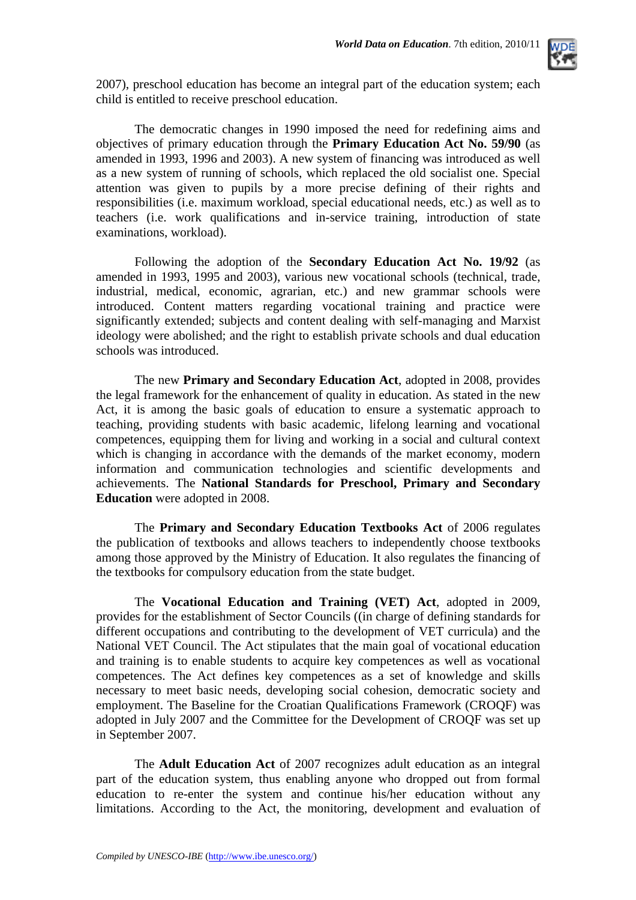2007), preschool education has become an integral part of the education system; each child is entitled to receive preschool education.

The democratic changes in 1990 imposed the need for redefining aims and objectives of primary education through the **Primary Education Act No. 59/90** (as amended in 1993, 1996 and 2003). A new system of financing was introduced as well as a new system of running of schools, which replaced the old socialist one. Special attention was given to pupils by a more precise defining of their rights and responsibilities (i.e. maximum workload, special educational needs, etc.) as well as to teachers (i.e. work qualifications and in-service training, introduction of state examinations, workload).

Following the adoption of the **Secondary Education Act No. 19/92** (as amended in 1993, 1995 and 2003), various new vocational schools (technical, trade, industrial, medical, economic, agrarian, etc.) and new grammar schools were introduced. Content matters regarding vocational training and practice were significantly extended; subjects and content dealing with self-managing and Marxist ideology were abolished; and the right to establish private schools and dual education schools was introduced.

The new **Primary and Secondary Education Act**, adopted in 2008, provides the legal framework for the enhancement of quality in education. As stated in the new Act, it is among the basic goals of education to ensure a systematic approach to teaching, providing students with basic academic, lifelong learning and vocational competences, equipping them for living and working in a social and cultural context which is changing in accordance with the demands of the market economy, modern information and communication technologies and scientific developments and achievements. The **National Standards for Preschool, Primary and Secondary Education** were adopted in 2008.

The **Primary and Secondary Education Textbooks Act** of 2006 regulates the publication of textbooks and allows teachers to independently choose textbooks among those approved by the Ministry of Education. It also regulates the financing of the textbooks for compulsory education from the state budget.

The **Vocational Education and Training (VET) Act**, adopted in 2009, provides for the establishment of Sector Councils ((in charge of defining standards for different occupations and contributing to the development of VET curricula) and the National VET Council. The Act stipulates that the main goal of vocational education and training is to enable students to acquire key competences as well as vocational competences. The Act defines key competences as a set of knowledge and skills necessary to meet basic needs, developing social cohesion, democratic society and employment. The Baseline for the Croatian Qualifications Framework (CROQF) was adopted in July 2007 and the Committee for the Development of CROQF was set up in September 2007.

The **Adult Education Act** of 2007 recognizes adult education as an integral part of the education system, thus enabling anyone who dropped out from formal education to re-enter the system and continue his/her education without any limitations. According to the Act, the monitoring, development and evaluation of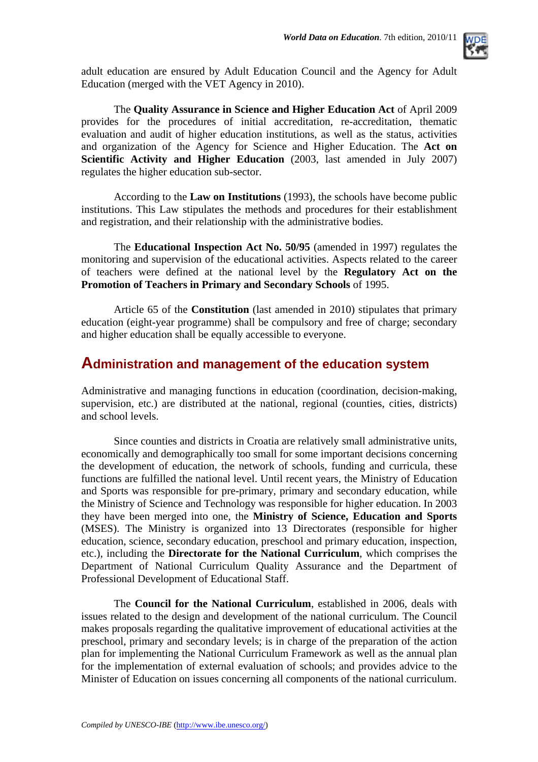adult education are ensured by Adult Education Council and the Agency for Adult Education (merged with the VET Agency in 2010).

The **Quality Assurance in Science and Higher Education Act** of April 2009 provides for the procedures of initial accreditation, re-accreditation, thematic evaluation and audit of higher education institutions, as well as the status, activities and organization of the Agency for Science and Higher Education. The **Act on Scientific Activity and Higher Education** (2003, last amended in July 2007) regulates the higher education sub-sector.

According to the **Law on Institutions** (1993), the schools have become public institutions. This Law stipulates the methods and procedures for their establishment and registration, and their relationship with the administrative bodies.

The **Educational Inspection Act No. 50/95** (amended in 1997) regulates the monitoring and supervision of the educational activities. Aspects related to the career of teachers were defined at the national level by the **Regulatory Act on the Promotion of Teachers in Primary and Secondary Schools** of 1995.

Article 65 of the **Constitution** (last amended in 2010) stipulates that primary education (eight-year programme) shall be compulsory and free of charge; secondary and higher education shall be equally accessible to everyone.

## Administration and management of the education system

Administrative and managing functions in education (coordination, decision-making, supervision, etc.) are distributed at the national, regional (counties, cities, districts) and school levels.

Since counties and districts in Croatia are relatively small administrative units, economically and demographically too small for some important decisions concerning the development of education, the network of schools, funding and curricula, these functions are fulfilled the national level. Until recent years, the Ministry of Education and Sports was responsible for pre-primary, primary and secondary education, while the Ministry of Science and Technology was responsible for higher education. In 2003 they have been merged into one, the **Ministry of Science, Education and Sports** (MSES). The Ministry is organized into 13 Directorates (responsible for higher education, science, secondary education, preschool and primary education, inspection, etc.), including the **Directorate for the National Curriculum**, which comprises the Department of National Curriculum Quality Assurance and the Department of Professional Development of Educational Staff.

The **Council for the National Curriculum**, established in 2006, deals with issues related to the design and development of the national curriculum. The Council makes proposals regarding the qualitative improvement of educational activities at the preschool, primary and secondary levels; is in charge of the preparation of the action plan for implementing the National Curriculum Framework as well as the annual plan for the implementation of external evaluation of schools; and provides advice to the Minister of Education on issues concerning all components of the national curriculum.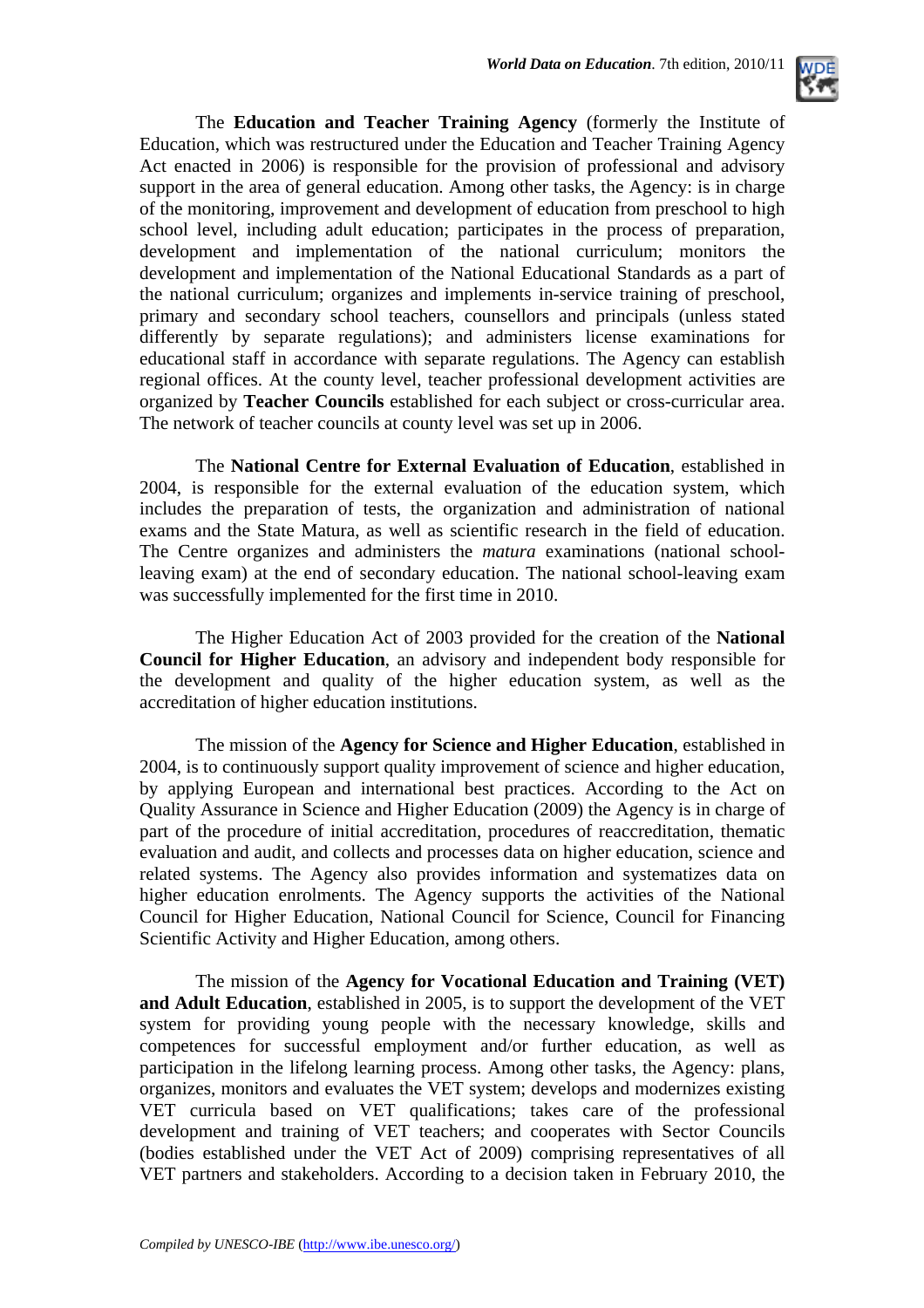The **Education and Teacher Training Agency** (formerly the Institute of Education, which was restructured under the Education and Teacher Training Agency Act enacted in 2006) is responsible for the provision of professional and advisory support in the area of general education. Among other tasks, the Agency: is in charge of the monitoring, improvement and development of education from preschool to high school level, including adult education; participates in the process of preparation, development and implementation of the national curriculum; monitors the development and implementation of the National Educational Standards as a part of the national curriculum; organizes and implements in-service training of preschool, primary and secondary school teachers, counsellors and principals (unless stated differently by separate regulations); and administers license examinations for educational staff in accordance with separate regulations. The Agency can establish regional offices. At the county level, teacher professional development activities are organized by **Teacher Councils** established for each subject or cross-curricular area. The network of teacher councils at county level was set up in 2006.

The **National Centre for External Evaluation of Education**, established in 2004, is responsible for the external evaluation of the education system, which includes the preparation of tests, the organization and administration of national exams and the State Matura, as well as scientific research in the field of education. The Centre organizes and administers the *matura* examinations (national school-leaving exam) at the end of secondary education. The national school-leaving exam was successfully implemented for the first time in 2010.

The Higher Education Act of 2003 provided for the creation of the **National Council for Higher Education**, an advisory and independent body responsible for the development and quality of the higher education system, as well as the accreditation of higher education institutions.

The mission of the **Agency for Science and Higher Education**, established in 2004, is to continuously support quality improvement of science and higher education, by applying European and international best practices. According to the Act on Quality Assurance in Science and Higher Education (2009) the Agency is in charge of part of the procedure of initial accreditation, procedures of reaccreditation, thematic evaluation and audit, and collects and processes data on higher education, science and related systems. The Agency also provides information and systematizes data on higher education enrolments. The Agency supports the activities of the National Council for Higher Education, National Council for Science, Council for Financing Scientific Activity and Higher Education, among others.

The mission of the **Agency for Vocational Education and Training (VET) and Adult Education**, established in 2005, is to support the development of the VET system for providing young people with the necessary knowledge, skills and competences for successful employment and/or further education, as well as participation in the lifelong learning process. Among other tasks, the Agency: plans, organizes, monitors and evaluates the VET system; develops and modernizes existing VET curricula based on VET qualifications; takes care of the professional development and training of VET teachers; and cooperates with Sector Councils (bodies established under the VET Act of 2009) comprising representatives of all VET partners and stakeholders. According to a decision taken in February 2010, the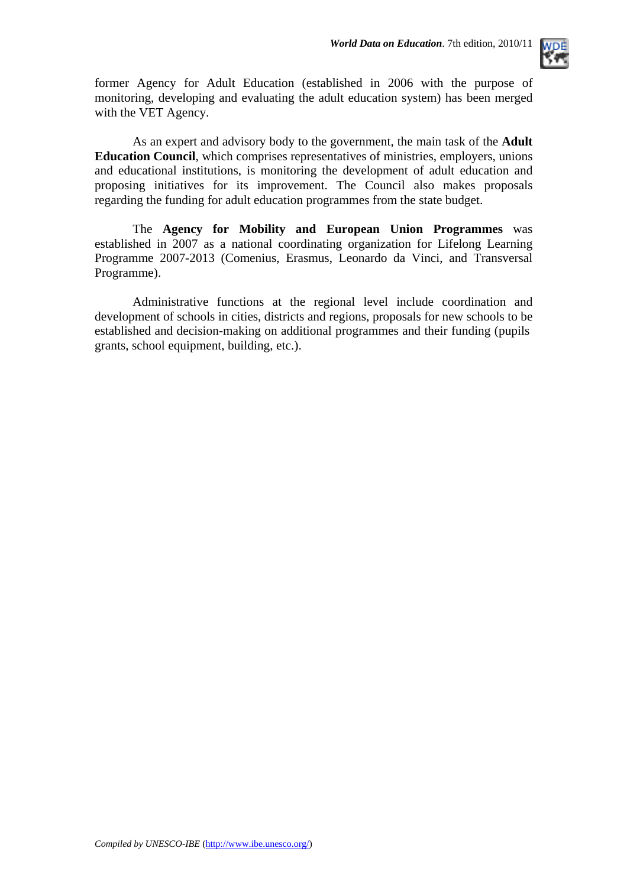former Agency for Adult Education (established in 2006 with the purpose of monitoring, developing and evaluating the adult education system) has been merged with the VET Agency.

As an expert and advisory body to the government, the main task of the **Adult Education Council**, which comprises representatives of ministries, employers, unions and educational institutions, is monitoring the development of adult education and proposing initiatives for its improvement. The Council also makes proposals regarding the funding for adult education programmes from the state budget.

The **Agency for Mobility and European Union Programmes** was established in 2007 as a national coordinating organization for Lifelong Learning Programme 2007-2013 (Comenius, Erasmus, Leonardo da Vinci, and Transversal Programme).

Administrative functions at the regional level include coordination and development of schools in cities, districts and regions, proposals for new schools to be established and decision-making on additional programmes and their funding (pupils grants, school equipment, building, etc.).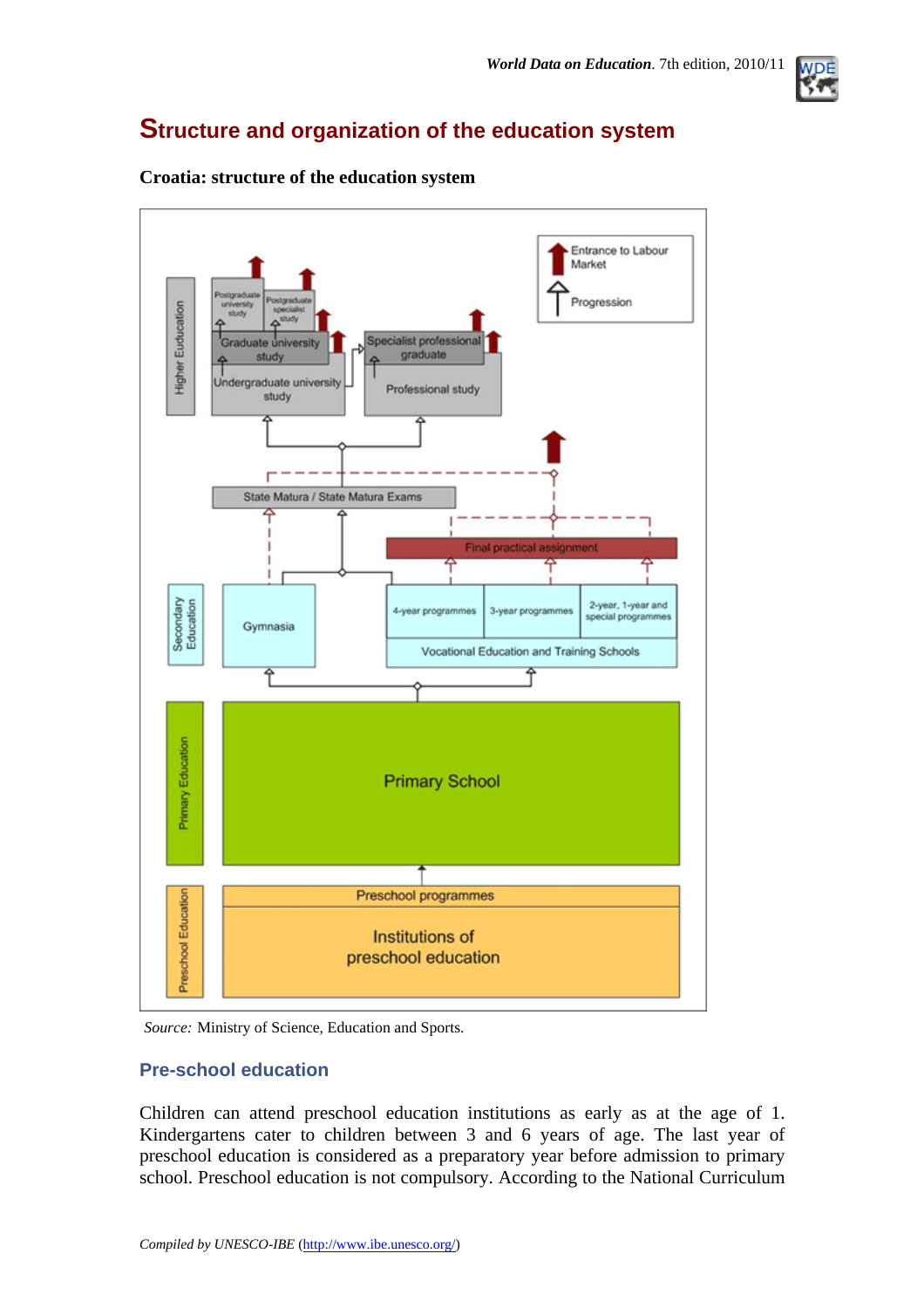## Structure and organization of the education system

**Croatia: structure of the education system**

*Source:* Ministry of Science, Education and Sports.

### Pre-school education

Children can attend preschool education institutions as early as at the age of 1. Kindergartens cater to children between 3 and 6 years of age. The last year of preschool education is considered as a preparatory year before admission to primary school. Preschool education is not compulsory. According to the National Curriculum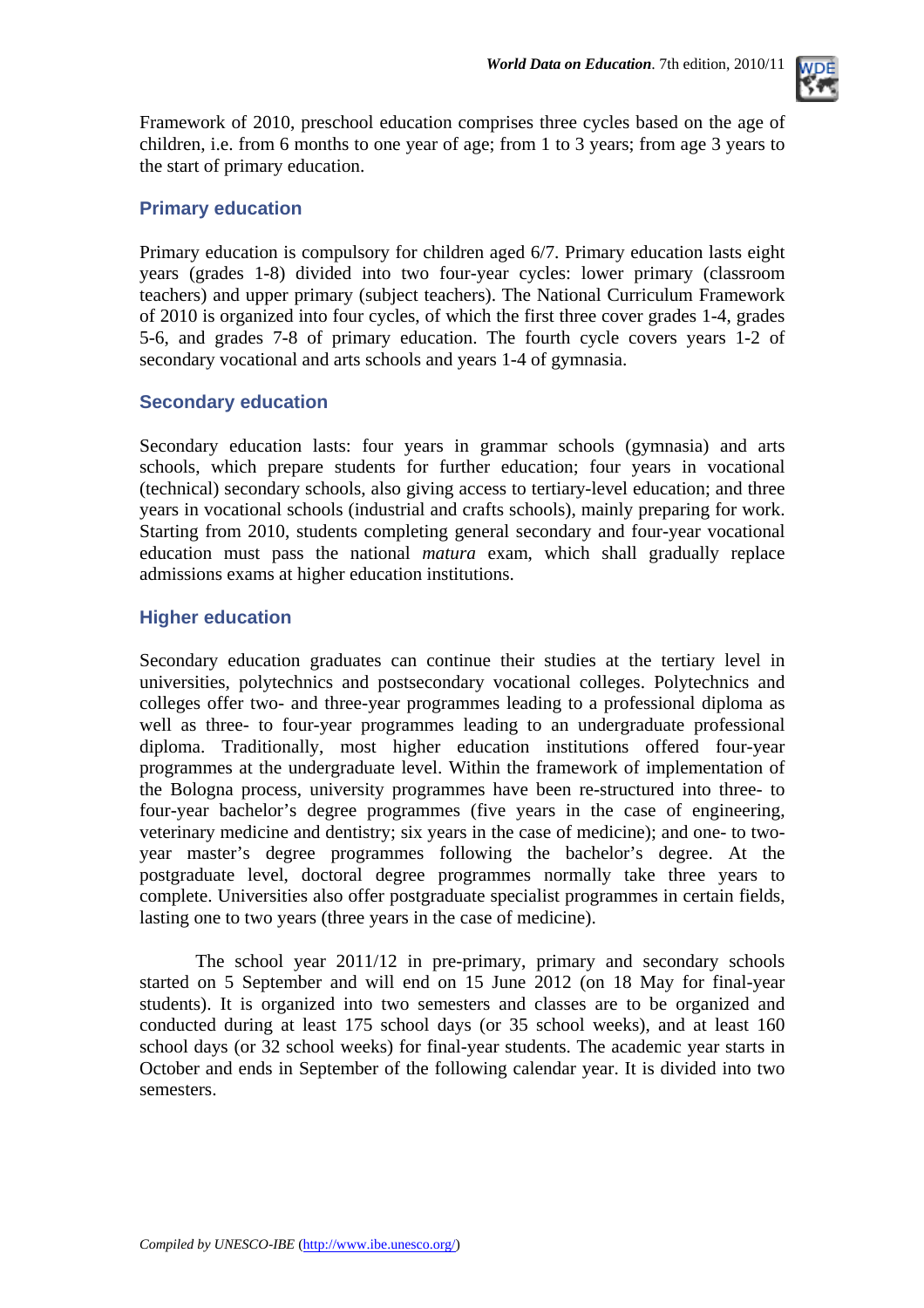Framework of 2010, preschool education comprises three cycles based on the age of children, i.e. from 6 months to one year of age; from 1 to 3 years; from age 3 years to the start of primary education.

## Primary education

Primary education is compulsory for children aged 6/7. Primary education lasts eight years (grades 1-8) divided into two four-year cycles: lower primary (classroom teachers) and upper primary (subject teachers). The National Curriculum Framework of 2010 is organized into four cycles, of which the first three cover grades 1-4, grades 5-6, and grades 7-8 of primary education. The fourth cycle covers years 1-2 of secondary vocational and arts schools and years 1-4 of gymnasia.

## Secondary education

Secondary education lasts: four years in grammar schools (gymnasia) and arts schools, which prepare students for further education; four years in vocational (technical) secondary schools, also giving access to tertiary-level education; and three years in vocational schools (industrial and crafts schools), mainly preparing for work. Starting from 2010, students completing general secondary and four-year vocational education must pass the national *matura* exam, which shall gradually replace admissions exams at higher education institutions.

## Higher education

Secondary education graduates can continue their studies at the tertiary level in universities, polytechnics and postsecondary vocational colleges. Polytechnics and colleges offer two- and three-year programmes leading to a professional diploma as well as three- to four-year programmes leading to an undergraduate professional diploma. Traditionally, most higher education institutions offered four-year programmes at the undergraduate level. Within the framework of implementation of the Bologna process, university programmes have been re-structured into three- to four-year bachelor's degree programmes (five years in the case of engineering, veterinary medicine and dentistry; six years in the case of medicine); and one- to two-year master's degree programmes following the bachelor's degree. At the postgraduate level, doctoral degree programmes normally take three years to complete. Universities also offer postgraduate specialist programmes in certain fields, lasting one to two years (three years in the case of medicine).

The school year 2011/12 in pre-primary, primary and secondary schools started on 5 September and will end on 15 June 2012 (on 18 May for final-year students). It is organized into two semesters and classes are to be organized and conducted during at least 175 school days (or 35 school weeks), and at least 160 school days (or 32 school weeks) for final-year students. The academic year starts in October and ends in September of the following calendar year. It is divided into two semesters.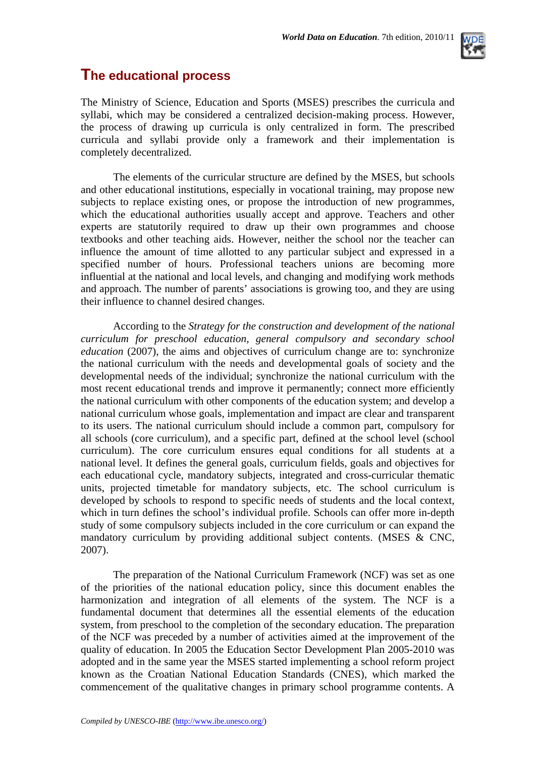## The educational process

The Ministry of Science, Education and Sports (MSES) prescribes the curricula and syllabi, which may be considered a centralized decision-making process. However, the process of drawing up curricula is only centralized in form. The prescribed curricula and syllabi provide only a framework and their implementation is completely decentralized.

The elements of the curricular structure are defined by the MSES, but schools and other educational institutions, especially in vocational training, may propose new subjects to replace existing ones, or propose the introduction of new programmes, which the educational authorities usually accept and approve. Teachers and other experts are statutorily required to draw up their own programmes and choose textbooks and other teaching aids. However, neither the school nor the teacher can influence the amount of time allotted to any particular subject and expressed in a specified number of hours. Professional teachers unions are becoming more influential at the national and local levels, and changing and modifying work methods and approach. The number of parents' associations is growing too, and they are using their influence to channel desired changes.

According to the *Strategy for the construction and development of the national curriculum for preschool education, general compulsory and secondary school education* (2007), the aims and objectives of curriculum change are to: synchronize the national curriculum with the needs and developmental goals of society and the developmental needs of the individual; synchronize the national curriculum with the most recent educational trends and improve it permanently; connect more efficiently the national curriculum with other components of the education system; and develop a national curriculum whose goals, implementation and impact are clear and transparent to its users. The national curriculum should include a common part, compulsory for all schools (core curriculum), and a specific part, defined at the school level (school curriculum). The core curriculum ensures equal conditions for all students at a national level. It defines the general goals, curriculum fields, goals and objectives for each educational cycle, mandatory subjects, integrated and cross-curricular thematic units, projected timetable for mandatory subjects, etc. The school curriculum is developed by schools to respond to specific needs of students and the local context, which in turn defines the school's individual profile. Schools can offer more in-depth study of some compulsory subjects included in the core curriculum or can expand the mandatory curriculum by providing additional subject contents. (MSES & CNC, 2007).

The preparation of the National Curriculum Framework (NCF) was set as one of the priorities of the national education policy, since this document enables the harmonization and integration of all elements of the system. The NCF is a fundamental document that determines all the essential elements of the education system, from preschool to the completion of the secondary education. The preparation of the NCF was preceded by a number of activities aimed at the improvement of the quality of education. In 2005 the Education Sector Development Plan 2005-2010 was adopted and in the same year the MSES started implementing a school reform project known as the Croatian National Education Standards (CNES), which marked the commencement of the qualitative changes in primary school programme contents. A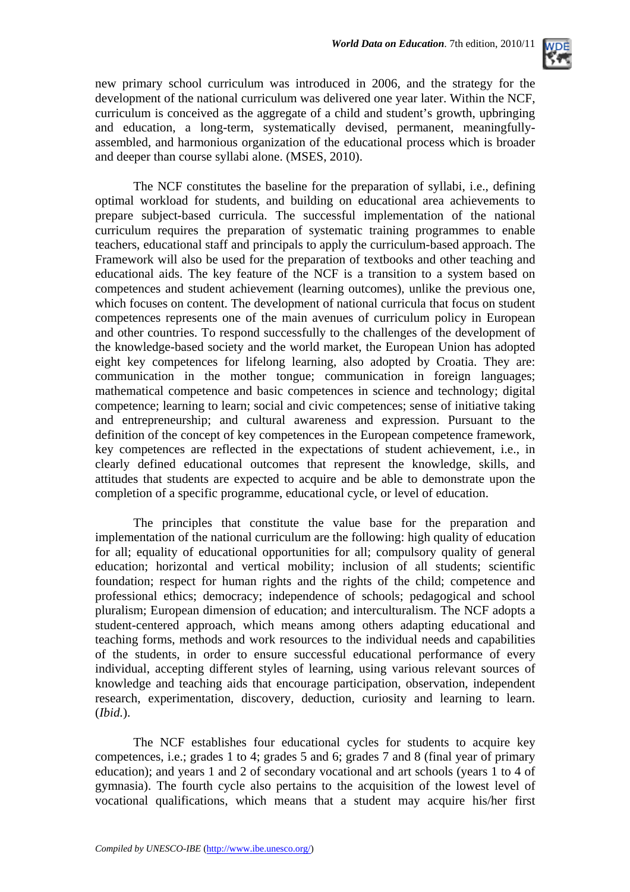new primary school curriculum was introduced in 2006, and the strategy for the development of the national curriculum was delivered one year later. Within the NCF, curriculum is conceived as the aggregate of a child and student's growth, upbringing and education, a long-term, systematically devised, permanent, meaningfully-assembled, and harmonious organization of the educational process which is broader and deeper than course syllabi alone. (MSES, 2010).

The NCF constitutes the baseline for the preparation of syllabi, i.e., defining optimal workload for students, and building on educational area achievements to prepare subject-based curricula. The successful implementation of the national curriculum requires the preparation of systematic training programmes to enable teachers, educational staff and principals to apply the curriculum-based approach. The Framework will also be used for the preparation of textbooks and other teaching and educational aids. The key feature of the NCF is a transition to a system based on competences and student achievement (learning outcomes), unlike the previous one, which focuses on content. The development of national curricula that focus on student competences represents one of the main avenues of curriculum policy in European and other countries. To respond successfully to the challenges of the development of the knowledge-based society and the world market, the European Union has adopted eight key competences for lifelong learning, also adopted by Croatia. They are: communication in the mother tongue; communication in foreign languages; mathematical competence and basic competences in science and technology; digital competence; learning to learn; social and civic competences; sense of initiative taking and entrepreneurship; and cultural awareness and expression. Pursuant to the definition of the concept of key competences in the European competence framework, key competences are reflected in the expectations of student achievement, i.e., in clearly defined educational outcomes that represent the knowledge, skills, and attitudes that students are expected to acquire and be able to demonstrate upon the completion of a specific programme, educational cycle, or level of education.

The principles that constitute the value base for the preparation and implementation of the national curriculum are the following: high quality of education for all; equality of educational opportunities for all; compulsory quality of general education; horizontal and vertical mobility; inclusion of all students; scientific foundation; respect for human rights and the rights of the child; competence and professional ethics; democracy; independence of schools; pedagogical and school pluralism; European dimension of education; and interculturalism. The NCF adopts a student-centered approach, which means among others adapting educational and teaching forms, methods and work resources to the individual needs and capabilities of the students, in order to ensure successful educational performance of every individual, accepting different styles of learning, using various relevant sources of knowledge and teaching aids that encourage participation, observation, independent research, experimentation, discovery, deduction, curiosity and learning to learn. (*Ibid.*).

The NCF establishes four educational cycles for students to acquire key competences, i.e.; grades 1 to 4; grades 5 and 6; grades 7 and 8 (final year of primary education); and years 1 and 2 of secondary vocational and art schools (years 1 to 4 of gymnasia). The fourth cycle also pertains to the acquisition of the lowest level of vocational qualifications, which means that a student may acquire his/her first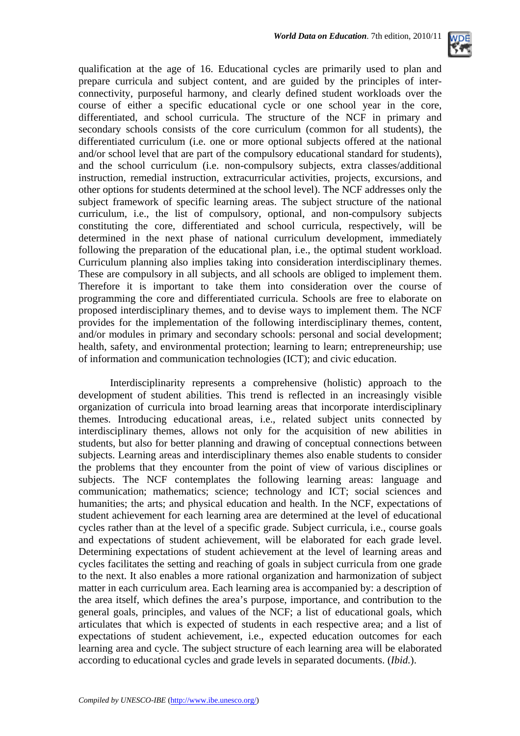qualification at the age of 16. Educational cycles are primarily used to plan and prepare curricula and subject content, and are guided by the principles of inter-connectivity, purposeful harmony, and clearly defined student workloads over the course of either a specific educational cycle or one school year in the core, differentiated, and school curricula. The structure of the NCF in primary and secondary schools consists of the core curriculum (common for all students), the differentiated curriculum (i.e. one or more optional subjects offered at the national and/or school level that are part of the compulsory educational standard for students), and the school curriculum (i.e. non-compulsory subjects, extra classes/additional instruction, remedial instruction, extracurricular activities, projects, excursions, and other options for students determined at the school level). The NCF addresses only the subject framework of specific learning areas. The subject structure of the national curriculum, i.e., the list of compulsory, optional, and non-compulsory subjects constituting the core, differentiated and school curricula, respectively, will be determined in the next phase of national curriculum development, immediately following the preparation of the educational plan, i.e., the optimal student workload. Curriculum planning also implies taking into consideration interdisciplinary themes. These are compulsory in all subjects, and all schools are obliged to implement them. Therefore it is important to take them into consideration over the course of programming the core and differentiated curricula. Schools are free to elaborate on proposed interdisciplinary themes, and to devise ways to implement them. The NCF provides for the implementation of the following interdisciplinary themes, content, and/or modules in primary and secondary schools: personal and social development; health, safety, and environmental protection; learning to learn; entrepreneurship; use of information and communication technologies (ICT); and civic education.

Interdisciplinarity represents a comprehensive (holistic) approach to the development of student abilities. This trend is reflected in an increasingly visible organization of curricula into broad learning areas that incorporate interdisciplinary themes. Introducing educational areas, i.e., related subject units connected by interdisciplinary themes, allows not only for the acquisition of new abilities in students, but also for better planning and drawing of conceptual connections between subjects. Learning areas and interdisciplinary themes also enable students to consider the problems that they encounter from the point of view of various disciplines or subjects. The NCF contemplates the following learning areas: language and communication; mathematics; science; technology and ICT; social sciences and humanities; the arts; and physical education and health. In the NCF, expectations of student achievement for each learning area are determined at the level of educational cycles rather than at the level of a specific grade. Subject curricula, i.e., course goals and expectations of student achievement, will be elaborated for each grade level. Determining expectations of student achievement at the level of learning areas and cycles facilitates the setting and reaching of goals in subject curricula from one grade to the next. It also enables a more rational organization and harmonization of subject matter in each curriculum area. Each learning area is accompanied by: a description of the area itself, which defines the area's purpose, importance, and contribution to the general goals, principles, and values of the NCF; a list of educational goals, which articulates that which is expected of students in each respective area; and a list of expectations of student achievement, i.e., expected education outcomes for each learning area and cycle. The subject structure of each learning area will be elaborated according to educational cycles and grade levels in separated documents. (*Ibid.*).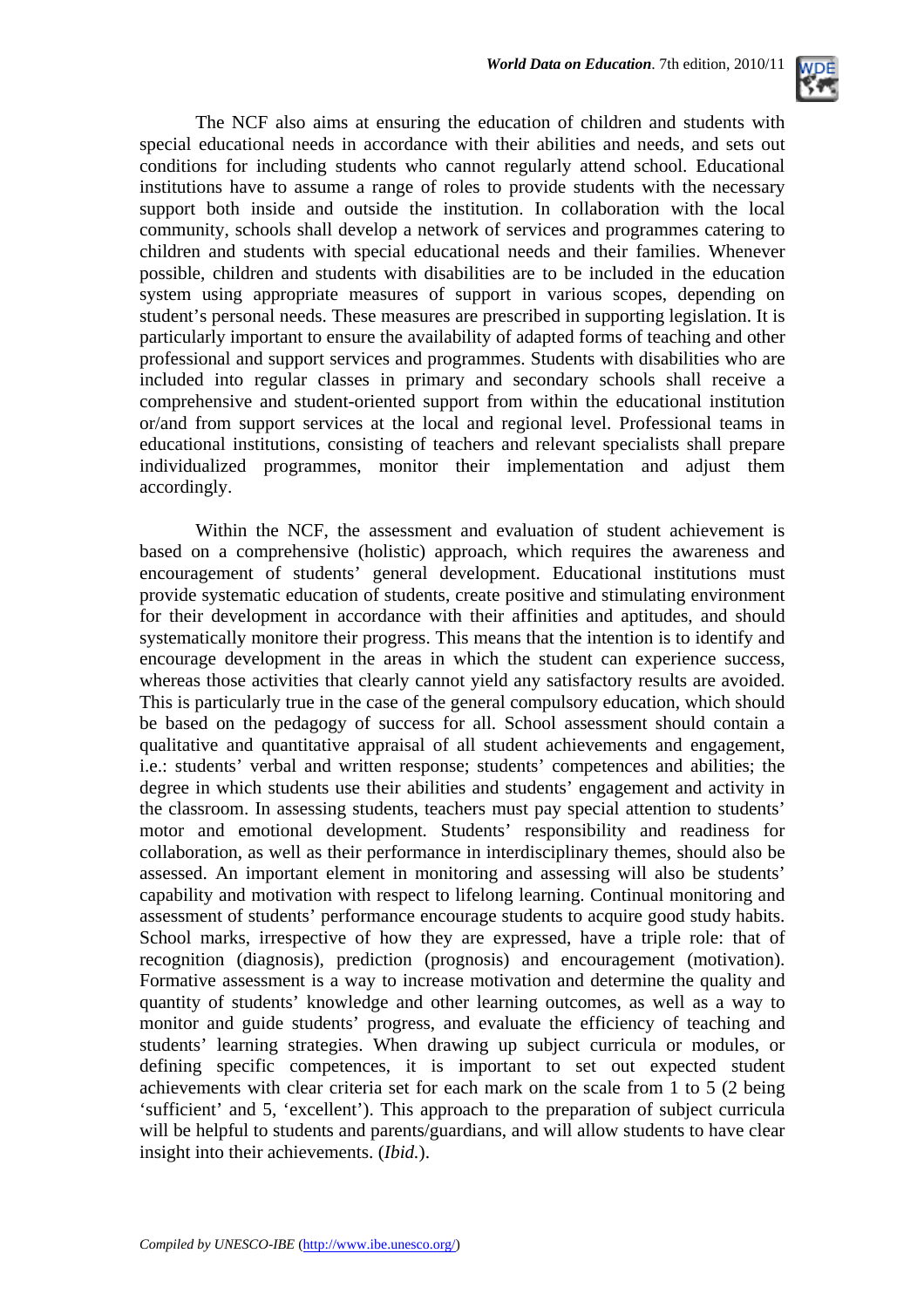The NCF also aims at ensuring the education of children and students with special educational needs in accordance with their abilities and needs, and sets out conditions for including students who cannot regularly attend school. Educational institutions have to assume a range of roles to provide students with the necessary support both inside and outside the institution. In collaboration with the local community, schools shall develop a network of services and programmes catering to children and students with special educational needs and their families. Whenever possible, children and students with disabilities are to be included in the education system using appropriate measures of support in various scopes, depending on student's personal needs. These measures are prescribed in supporting legislation. It is particularly important to ensure the availability of adapted forms of teaching and other professional and support services and programmes. Students with disabilities who are included into regular classes in primary and secondary schools shall receive a comprehensive and student-oriented support from within the educational institution or/and from support services at the local and regional level. Professional teams in educational institutions, consisting of teachers and relevant specialists shall prepare individualized programmes, monitor their implementation and adjust them accordingly.

Within the NCF, the assessment and evaluation of student achievement is based on a comprehensive (holistic) approach, which requires the awareness and encouragement of students' general development. Educational institutions must provide systematic education of students, create positive and stimulating environment for their development in accordance with their affinities and aptitudes, and should systematically monitore their progress. This means that the intention is to identify and encourage development in the areas in which the student can experience success, whereas those activities that clearly cannot yield any satisfactory results are avoided. This is particularly true in the case of the general compulsory education, which should be based on the pedagogy of success for all. School assessment should contain a qualitative and quantitative appraisal of all student achievements and engagement, i.e.: students' verbal and written response; students' competences and abilities; the degree in which students use their abilities and students' engagement and activity in the classroom. In assessing students, teachers must pay special attention to students' motor and emotional development. Students' responsibility and readiness for collaboration, as well as their performance in interdisciplinary themes, should also be assessed. An important element in monitoring and assessing will also be students' capability and motivation with respect to lifelong learning. Continual monitoring and assessment of students' performance encourage students to acquire good study habits. School marks, irrespective of how they are expressed, have a triple role: that of recognition (diagnosis), prediction (prognosis) and encouragement (motivation). Formative assessment is a way to increase motivation and determine the quality and quantity of students' knowledge and other learning outcomes, as well as a way to monitor and guide students' progress, and evaluate the efficiency of teaching and students' learning strategies. When drawing up subject curricula or modules, or defining specific competences, it is important to set out expected student achievements with clear criteria set for each mark on the scale from 1 to 5 (2 being 'sufficient' and 5, 'excellent'). This approach to the preparation of subject curricula will be helpful to students and parents/guardians, and will allow students to have clear insight into their achievements. (*Ibid.*).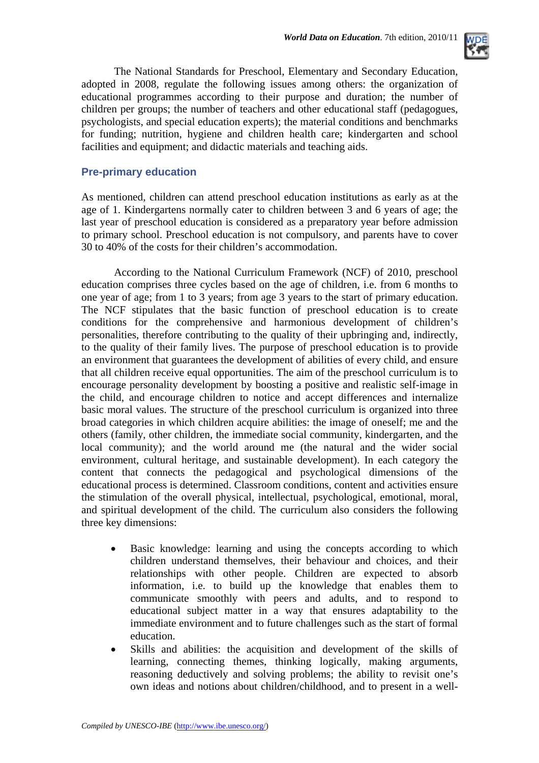The National Standards for Preschool, Elementary and Secondary Education, adopted in 2008, regulate the following issues among others: the organization of educational programmes according to their purpose and duration; the number of children per groups; the number of teachers and other educational staff (pedagogues, psychologists, and special education experts); the material conditions and benchmarks for funding; nutrition, hygiene and children health care; kindergarten and school facilities and equipment; and didactic materials and teaching aids.

## Pre-primary education

As mentioned, children can attend preschool education institutions as early as at the age of 1. Kindergartens normally cater to children between 3 and 6 years of age; the last year of preschool education is considered as a preparatory year before admission to primary school. Preschool education is not compulsory, and parents have to cover 30 to 40% of the costs for their children's accommodation.

According to the National Curriculum Framework (NCF) of 2010, preschool education comprises three cycles based on the age of children, i.e. from 6 months to one year of age; from 1 to 3 years; from age 3 years to the start of primary education. The NCF stipulates that the basic function of preschool education is to create conditions for the comprehensive and harmonious development of children's personalities, therefore contributing to the quality of their upbringing and, indirectly, to the quality of their family lives. The purpose of preschool education is to provide an environment that guarantees the development of abilities of every child, and ensure that all children receive equal opportunities. The aim of the preschool curriculum is to encourage personality development by boosting a positive and realistic self-image in the child, and encourage children to notice and accept differences and internalize basic moral values. The structure of the preschool curriculum is organized into three broad categories in which children acquire abilities: the image of oneself; me and the others (family, other children, the immediate social community, kindergarten, and the local community); and the world around me (the natural and the wider social environment, cultural heritage, and sustainable development). In each category the content that connects the pedagogical and psychological dimensions of the educational process is determined. Classroom conditions, content and activities ensure the stimulation of the overall physical, intellectual, psychological, emotional, moral, and spiritual development of the child. The curriculum also considers the following three key dimensions:

- Basic knowledge: learning and using the concepts according to which children understand themselves, their behaviour and choices, and their relationships with other people. Children are expected to absorb information, i.e. to build up the knowledge that enables them to communicate smoothly with peers and adults, and to respond to educational subject matter in a way that ensures adaptability to the immediate environment and to future challenges such as the start of formal education.
- Skills and abilities: the acquisition and development of the skills of learning, connecting themes, thinking logically, making arguments, reasoning deductively and solving problems; the ability to revisit one's own ideas and notions about children/childhood, and to present in a well-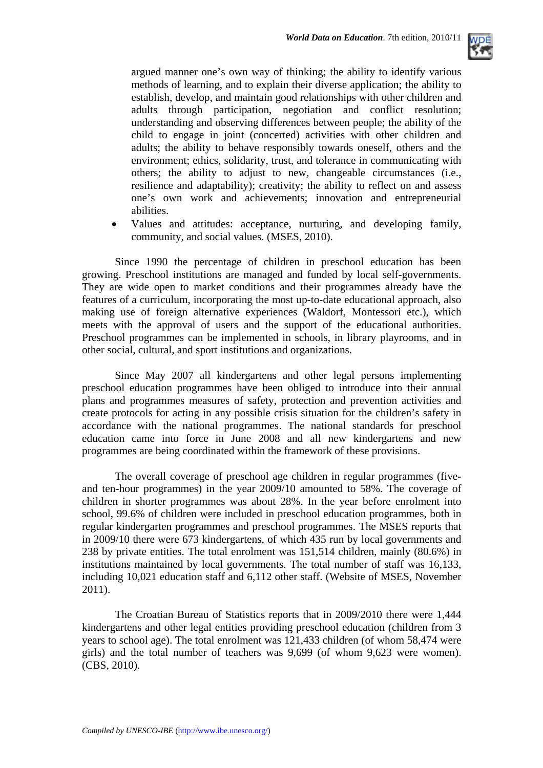argued manner one's own way of thinking; the ability to identify various methods of learning, and to explain their diverse application; the ability to establish, develop, and maintain good relationships with other children and adults through participation, negotiation and conflict resolution; understanding and observing differences between people; the ability of the child to engage in joint (concerted) activities with other children and adults; the ability to behave responsibly towards oneself, others and the environment; ethics, solidarity, trust, and tolerance in communicating with others; the ability to adjust to new, changeable circumstances (i.e., resilience and adaptability); creativity; the ability to reflect on and assess one's own work and achievements; innovation and entrepreneurial abilities.

- Values and attitudes: acceptance, nurturing, and developing family, community, and social values. (MSES, 2010).

Since 1990 the percentage of children in preschool education has been growing. Preschool institutions are managed and funded by local self-governments. They are wide open to market conditions and their programmes already have the features of a curriculum, incorporating the most up-to-date educational approach, also making use of foreign alternative experiences (Waldorf, Montessori etc.), which meets with the approval of users and the support of the educational authorities. Preschool programmes can be implemented in schools, in library playrooms, and in other social, cultural, and sport institutions and organizations.

Since May 2007 all kindergartens and other legal persons implementing preschool education programmes have been obliged to introduce into their annual plans and programmes measures of safety, protection and prevention activities and create protocols for acting in any possible crisis situation for the children's safety in accordance with the national programmes. The national standards for preschool education came into force in June 2008 and all new kindergartens and new programmes are being coordinated within the framework of these provisions.

The overall coverage of preschool age children in regular programmes (five- and ten-hour programmes) in the year 2009/10 amounted to 58%. The coverage of children in shorter programmes was about 28%. In the year before enrolment into school, 99.6% of children were included in preschool education programmes, both in regular kindergarten programmes and preschool programmes. The MSES reports that in 2009/10 there were 673 kindergartens, of which 435 run by local governments and 238 by private entities. The total enrolment was 151,514 children, mainly (80.6%) in institutions maintained by local governments. The total number of staff was 16,133, including 10,021 education staff and 6,112 other staff. (Website of MSES, November 2011).

The Croatian Bureau of Statistics reports that in 2009/2010 there were 1,444 kindergartens and other legal entities providing preschool education (children from 3 years to school age). The total enrolment was 121,433 children (of whom 58,474 were girls) and the total number of teachers was 9,699 (of whom 9,623 were women). (CBS, 2010).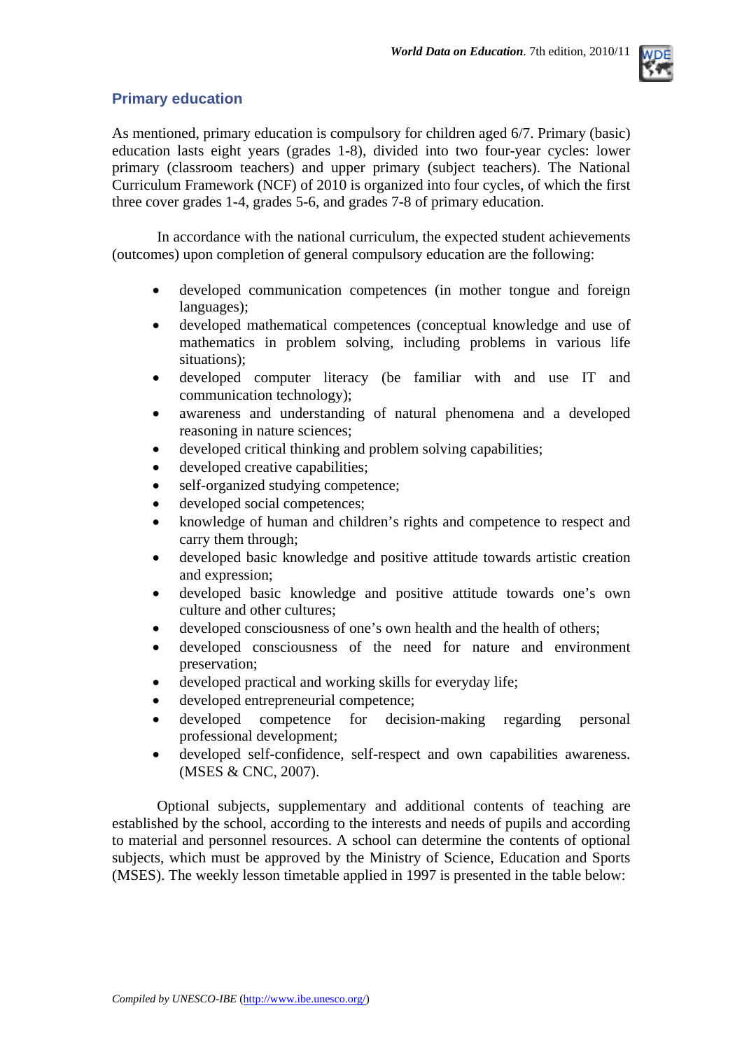## Primary education

As mentioned, primary education is compulsory for children aged 6/7. Primary (basic) education lasts eight years (grades 1-8), divided into two four-year cycles: lower primary (classroom teachers) and upper primary (subject teachers). The National Curriculum Framework (NCF) of 2010 is organized into four cycles, of which the first three cover grades 1-4, grades 5-6, and grades 7-8 of primary education.

In accordance with the national curriculum, the expected student achievements (outcomes) upon completion of general compulsory education are the following:

- developed communication competences (in mother tongue and foreign languages);
- developed mathematical competences (conceptual knowledge and use of mathematics in problem solving, including problems in various life situations);
- developed computer literacy (be familiar with and use IT and communication technology);
- awareness and understanding of natural phenomena and a developed reasoning in nature sciences;
- developed critical thinking and problem solving capabilities;
- developed creative capabilities;
- self-organized studying competence;
- developed social competences;
- knowledge of human and children's rights and competence to respect and carry them through;
- developed basic knowledge and positive attitude towards artistic creation and expression;
- developed basic knowledge and positive attitude towards one's own culture and other cultures;
- developed consciousness of one's own health and the health of others;
- developed consciousness of the need for nature and environment preservation;
- developed practical and working skills for everyday life;
- developed entrepreneurial competence;
- developed competence for decision-making regarding personal professional development;
- developed self-confidence, self-respect and own capabilities awareness. (MSES & CNC, 2007).

Optional subjects, supplementary and additional contents of teaching are established by the school, according to the interests and needs of pupils and according to material and personnel resources. A school can determine the contents of optional subjects, which must be approved by the Ministry of Science, Education and Sports (MSES). The weekly lesson timetable applied in 1997 is presented in the table below: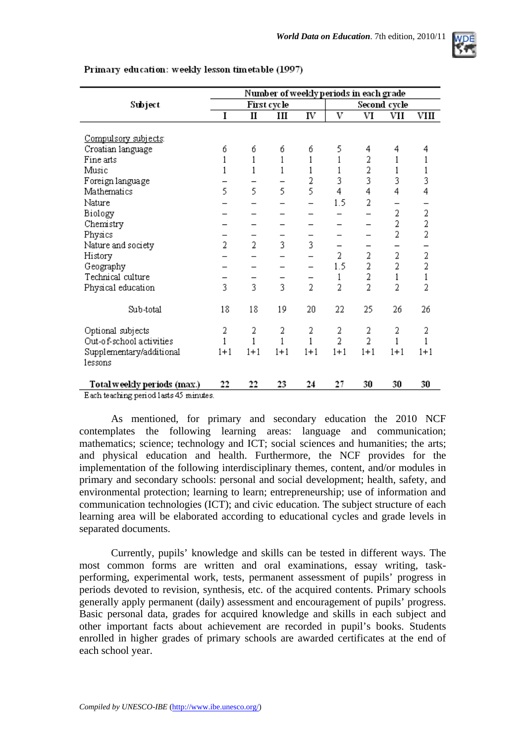**Primary education: weekly lesson timetable (1997)**

| Subject | Number of weekly periods in each grade | | | | | | | |
|---|---|---|---|---|---|---|---|---|
| | First cycle | | | | Second cycle | | | |
| | I | II | III | IV | V | VI | VII | VIII |
| Compulsory subjects: | | | | | | | | |
| Croatian language | 6 | 6 | 6 | 6 | 5 | 4 | 4 | 4 |
| Fine arts | 1 | 1 | 1 | 1 | 1 | 2 | 1 | 1 |
| Music | 1 | 1 | 1 | 1 | 1 | 2 | 1 | 1 |
| Foreign language | – | – | – | 2 | 3 | 3 | 3 | 3 |
| Mathematics | 5 | 5 | 5 | 5 | 4 | 4 | 4 | 4 |
| Nature | – | – | – | – | 1.5 | 2 | – | – |
| Biology | – | – | – | – | – | – | 2 | 2 |
| Chemistry | – | – | – | – | – | – | 2 | 2 |
| Physics | – | – | – | – | – | – | 2 | 2 |
| Nature and society | 2 | 2 | 3 | 3 | – | – | – | – |
| History | – | – | – | – | 2 | 2 | 2 | 2 |
| Geography | – | – | – | – | 1.5 | 2 | 2 | 2 |
| Technical culture | – | – | – | – | 1 | 2 | 1 | 1 |
| Physical education | 3 | 3 | 3 | 2 | 2 | 2 | 2 | 2 |
| Sub-total | 18 | 18 | 19 | 20 | 22 | 25 | 26 | 26 |
| Optional subjects | 2 | 2 | 2 | 2 | 2 | 2 | 2 | 2 |
| Out-of-school activities | 1 | 1 | 1 | 1 | 2 | 2 | 1 | 1 |
| Supplementary/additional lessons | 1+1 | 1+1 | 1+1 | 1+1 | 1+1 | 1+1 | 1+1 | 1+1 |
| **Total weekly periods (max.)** | **22** | **22** | **23** | **24** | **27** | **30** | **30** | **30** |

Each teaching period lasts 45 minutes.

As mentioned, for primary and secondary education the 2010 NCF contemplates the following learning areas: language and communication; mathematics; science; technology and ICT; social sciences and humanities; the arts; and physical education and health. Furthermore, the NCF provides for the implementation of the following interdisciplinary themes, content, and/or modules in primary and secondary schools: personal and social development; health, safety, and environmental protection; learning to learn; entrepreneurship; use of information and communication technologies (ICT); and civic education. The subject structure of each learning area will be elaborated according to educational cycles and grade levels in separated documents.

Currently, pupils' knowledge and skills can be tested in different ways. The most common forms are written and oral examinations, essay writing, task-performing, experimental work, tests, permanent assessment of pupils' progress in periods devoted to revision, synthesis, etc. of the acquired contents. Primary schools generally apply permanent (daily) assessment and encouragement of pupils' progress. Basic personal data, grades for acquired knowledge and skills in each subject and other important facts about achievement are recorded in pupil's books. Students enrolled in higher grades of primary schools are awarded certificates at the end of each school year.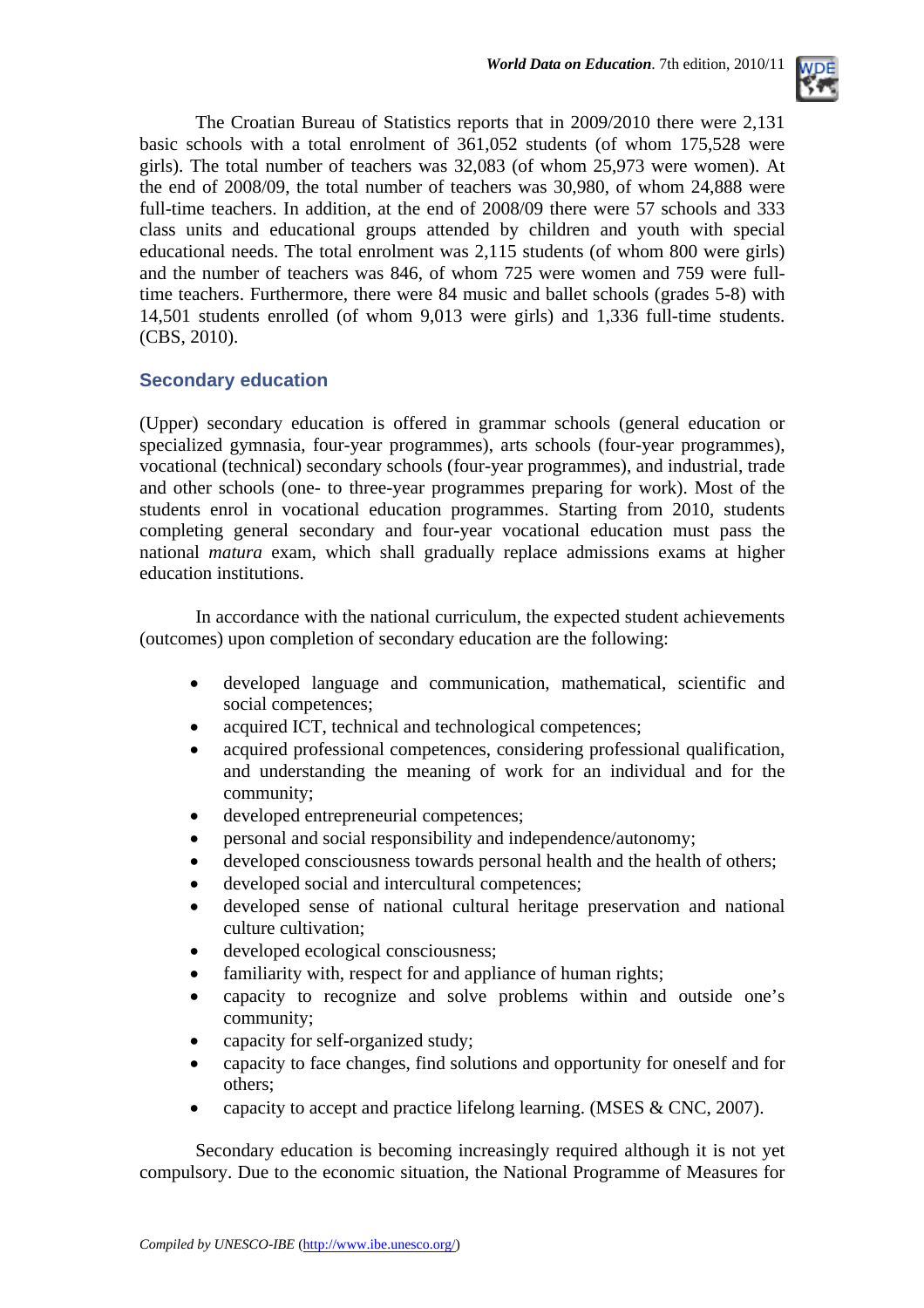The Croatian Bureau of Statistics reports that in 2009/2010 there were 2,131 basic schools with a total enrolment of 361,052 students (of whom 175,528 were girls). The total number of teachers was 32,083 (of whom 25,973 were women). At the end of 2008/09, the total number of teachers was 30,980, of whom 24,888 were full-time teachers. In addition, at the end of 2008/09 there were 57 schools and 333 class units and educational groups attended by children and youth with special educational needs. The total enrolment was 2,115 students (of whom 800 were girls) and the number of teachers was 846, of whom 725 were women and 759 were full-time teachers. Furthermore, there were 84 music and ballet schools (grades 5-8) with 14,501 students enrolled (of whom 9,013 were girls) and 1,336 full-time students. (CBS, 2010).

## Secondary education

(Upper) secondary education is offered in grammar schools (general education or specialized gymnasia, four-year programmes), arts schools (four-year programmes), vocational (technical) secondary schools (four-year programmes), and industrial, trade and other schools (one- to three-year programmes preparing for work). Most of the students enrol in vocational education programmes. Starting from 2010, students completing general secondary and four-year vocational education must pass the national *matura* exam, which shall gradually replace admissions exams at higher education institutions.

In accordance with the national curriculum, the expected student achievements (outcomes) upon completion of secondary education are the following:

- developed language and communication, mathematical, scientific and social competences;
- acquired ICT, technical and technological competences;
- acquired professional competences, considering professional qualification, and understanding the meaning of work for an individual and for the community;
- developed entrepreneurial competences;
- personal and social responsibility and independence/autonomy;
- developed consciousness towards personal health and the health of others;
- developed social and intercultural competences;
- developed sense of national cultural heritage preservation and national culture cultivation;
- developed ecological consciousness;
- familiarity with, respect for and appliance of human rights;
- capacity to recognize and solve problems within and outside one's community;
- capacity for self-organized study;
- capacity to face changes, find solutions and opportunity for oneself and for others;
- capacity to accept and practice lifelong learning. (MSES & CNC, 2007).

Secondary education is becoming increasingly required although it is not yet compulsory. Due to the economic situation, the National Programme of Measures for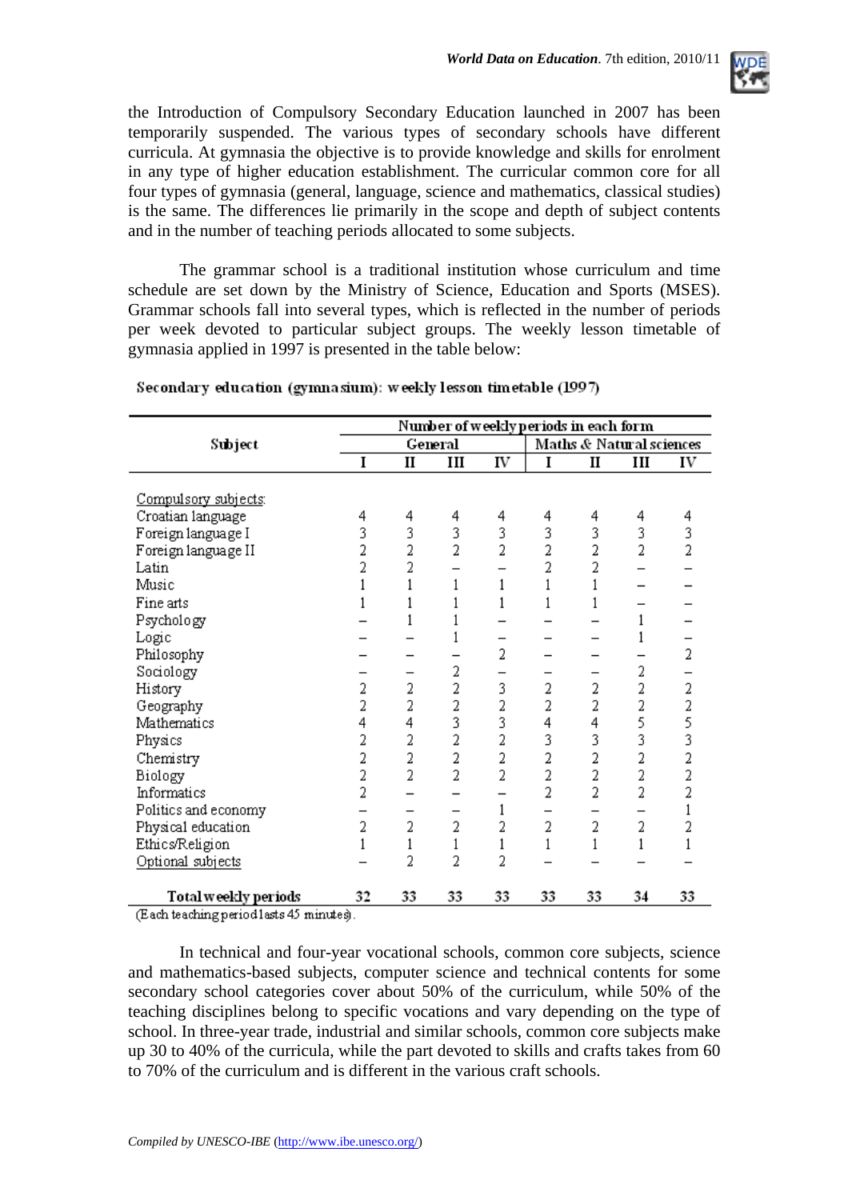the Introduction of Compulsory Secondary Education launched in 2007 has been temporarily suspended. The various types of secondary schools have different curricula. At gymnasia the objective is to provide knowledge and skills for enrolment in any type of higher education establishment. The curricular common core for all four types of gymnasia (general, language, science and mathematics, classical studies) is the same. The differences lie primarily in the scope and depth of subject contents and in the number of teaching periods allocated to some subjects.

The grammar school is a traditional institution whose curriculum and time schedule are set down by the Ministry of Science, Education and Sports (MSES). Grammar schools fall into several types, which is reflected in the number of periods per week devoted to particular subject groups. The weekly lesson timetable of gymnasia applied in 1997 is presented in the table below:

**Secondary education (gymnasium): weekly lesson timetable (1997)**

| Subject | Number of weekly periods in each form | | | | | | | |
|---|---|---|---|---|---|---|---|---|
| | General | | | | Maths & Natural sciences | | | |
| | I | II | III | IV | I | II | III | IV |
| Compulsory subjects: | | | | | | | | |
| Croatian language | 4 | 4 | 4 | 4 | 4 | 4 | 4 | 4 |
| Foreign language I | 3 | 3 | 3 | 3 | 3 | 3 | 3 | 3 |
| Foreign language II | 2 | 2 | 2 | 2 | 2 | 2 | 2 | 2 |
| Latin | 2 | 2 | – | – | 2 | 2 | – | – |
| Music | 1 | 1 | 1 | 1 | 1 | 1 | – | – |
| Fine arts | 1 | 1 | 1 | 1 | 1 | 1 | – | – |
| Psychology | – | 1 | 1 | – | – | – | 1 | – |
| Logic | – | – | 1 | – | – | – | 1 | – |
| Philosophy | – | – | – | 2 | – | – | – | 2 |
| Sociology | – | – | 2 | – | – | – | 2 | – |
| History | 2 | 2 | 2 | 3 | 2 | 2 | 2 | 2 |
| Geography | 2 | 2 | 2 | 2 | 2 | 2 | 2 | 2 |
| Mathematics | 4 | 4 | 3 | 3 | 4 | 4 | 5 | 5 |
| Physics | 2 | 2 | 2 | 2 | 3 | 3 | 3 | 3 |
| Chemistry | 2 | 2 | 2 | 2 | 2 | 2 | 2 | 2 |
| Biology | 2 | 2 | 2 | 2 | 2 | 2 | 2 | 2 |
| Informatics | 2 | – | – | – | 2 | 2 | 2 | 2 |
| Politics and economy | – | – | – | 1 | – | – | – | 1 |
| Physical education | 2 | 2 | 2 | 2 | 2 | 2 | 2 | 2 |
| Ethics/Religion | 1 | 1 | 1 | 1 | 1 | 1 | 1 | 1 |
| Optional subjects | – | 2 | 2 | 2 | – | – | – | – |
| **Total weekly periods** | 32 | 33 | 33 | 33 | 33 | 33 | 34 | 33 |

(Each teaching period lasts 45 minutes).

In technical and four-year vocational schools, common core subjects, science and mathematics-based subjects, computer science and technical contents for some secondary school categories cover about 50% of the curriculum, while 50% of the teaching disciplines belong to specific vocations and vary depending on the type of school. In three-year trade, industrial and similar schools, common core subjects make up 30 to 40% of the curricula, while the part devoted to skills and crafts takes from 60 to 70% of the curriculum and is different in the various craft schools.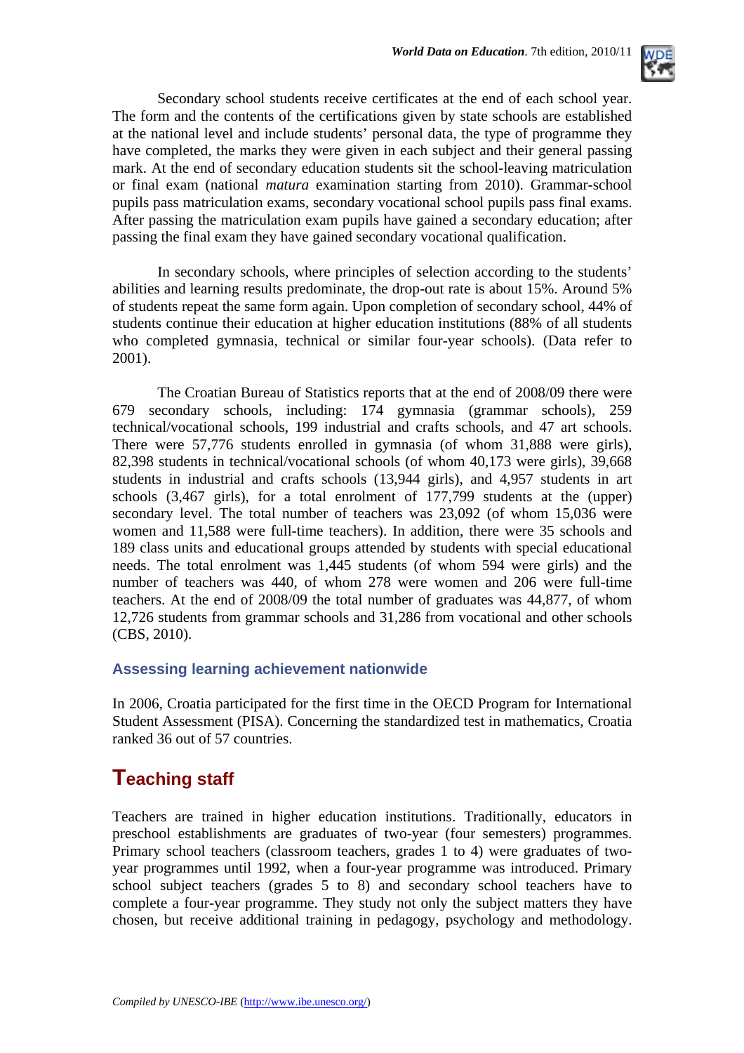Secondary school students receive certificates at the end of each school year. The form and the contents of the certifications given by state schools are established at the national level and include students' personal data, the type of programme they have completed, the marks they were given in each subject and their general passing mark. At the end of secondary education students sit the school-leaving matriculation or final exam (national *matura* examination starting from 2010). Grammar-school pupils pass matriculation exams, secondary vocational school pupils pass final exams. After passing the matriculation exam pupils have gained a secondary education; after passing the final exam they have gained secondary vocational qualification.

In secondary schools, where principles of selection according to the students' abilities and learning results predominate, the drop-out rate is about 15%. Around 5% of students repeat the same form again. Upon completion of secondary school, 44% of students continue their education at higher education institutions (88% of all students who completed gymnasia, technical or similar four-year schools). (Data refer to 2001).

The Croatian Bureau of Statistics reports that at the end of 2008/09 there were 679 secondary schools, including: 174 gymnasia (grammar schools), 259 technical/vocational schools, 199 industrial and crafts schools, and 47 art schools. There were 57,776 students enrolled in gymnasia (of whom 31,888 were girls), 82,398 students in technical/vocational schools (of whom 40,173 were girls), 39,668 students in industrial and crafts schools (13,944 girls), and 4,957 students in art schools (3,467 girls), for a total enrolment of 177,799 students at the (upper) secondary level. The total number of teachers was 23,092 (of whom 15,036 were women and 11,588 were full-time teachers). In addition, there were 35 schools and 189 class units and educational groups attended by students with special educational needs. The total enrolment was 1,445 students (of whom 594 were girls) and the number of teachers was 440, of whom 278 were women and 206 were full-time teachers. At the end of 2008/09 the total number of graduates was 44,877, of whom 12,726 students from grammar schools and 31,286 from vocational and other schools (CBS, 2010).

### Assessing learning achievement nationwide

In 2006, Croatia participated for the first time in the OECD Program for International Student Assessment (PISA). Concerning the standardized test in mathematics, Croatia ranked 36 out of 57 countries.

## Teaching staff

Teachers are trained in higher education institutions. Traditionally, educators in preschool establishments are graduates of two-year (four semesters) programmes. Primary school teachers (classroom teachers, grades 1 to 4) were graduates of two-year programmes until 1992, when a four-year programme was introduced. Primary school subject teachers (grades 5 to 8) and secondary school teachers have to complete a four-year programme. They study not only the subject matters they have chosen, but receive additional training in pedagogy, psychology and methodology.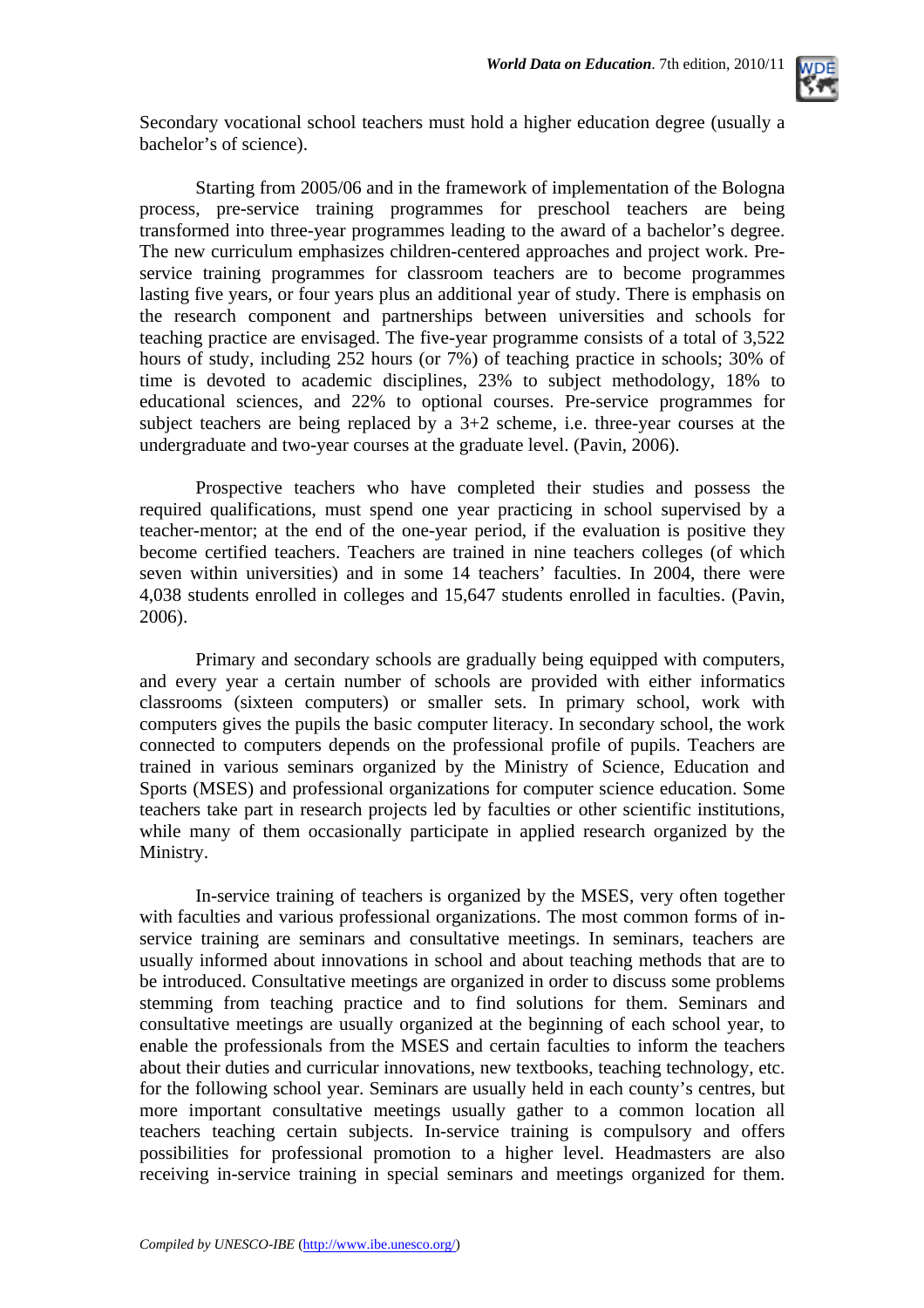Secondary vocational school teachers must hold a higher education degree (usually a bachelor's of science).

Starting from 2005/06 and in the framework of implementation of the Bologna process, pre-service training programmes for preschool teachers are being transformed into three-year programmes leading to the award of a bachelor's degree. The new curriculum emphasizes children-centered approaches and project work. Pre-service training programmes for classroom teachers are to become programmes lasting five years, or four years plus an additional year of study. There is emphasis on the research component and partnerships between universities and schools for teaching practice are envisaged. The five-year programme consists of a total of 3,522 hours of study, including 252 hours (or 7%) of teaching practice in schools; 30% of time is devoted to academic disciplines, 23% to subject methodology, 18% to educational sciences, and 22% to optional courses. Pre-service programmes for subject teachers are being replaced by a 3+2 scheme, i.e. three-year courses at the undergraduate and two-year courses at the graduate level. (Pavin, 2006).

Prospective teachers who have completed their studies and possess the required qualifications, must spend one year practicing in school supervised by a teacher-mentor; at the end of the one-year period, if the evaluation is positive they become certified teachers. Teachers are trained in nine teachers colleges (of which seven within universities) and in some 14 teachers' faculties. In 2004, there were 4,038 students enrolled in colleges and 15,647 students enrolled in faculties. (Pavin, 2006).

Primary and secondary schools are gradually being equipped with computers, and every year a certain number of schools are provided with either informatics classrooms (sixteen computers) or smaller sets. In primary school, work with computers gives the pupils the basic computer literacy. In secondary school, the work connected to computers depends on the professional profile of pupils. Teachers are trained in various seminars organized by the Ministry of Science, Education and Sports (MSES) and professional organizations for computer science education. Some teachers take part in research projects led by faculties or other scientific institutions, while many of them occasionally participate in applied research organized by the Ministry.

In-service training of teachers is organized by the MSES, very often together with faculties and various professional organizations. The most common forms of in-service training are seminars and consultative meetings. In seminars, teachers are usually informed about innovations in school and about teaching methods that are to be introduced. Consultative meetings are organized in order to discuss some problems stemming from teaching practice and to find solutions for them. Seminars and consultative meetings are usually organized at the beginning of each school year, to enable the professionals from the MSES and certain faculties to inform the teachers about their duties and curricular innovations, new textbooks, teaching technology, etc. for the following school year. Seminars are usually held in each county's centres, but more important consultative meetings usually gather to a common location all teachers teaching certain subjects. In-service training is compulsory and offers possibilities for professional promotion to a higher level. Headmasters are also receiving in-service training in special seminars and meetings organized for them.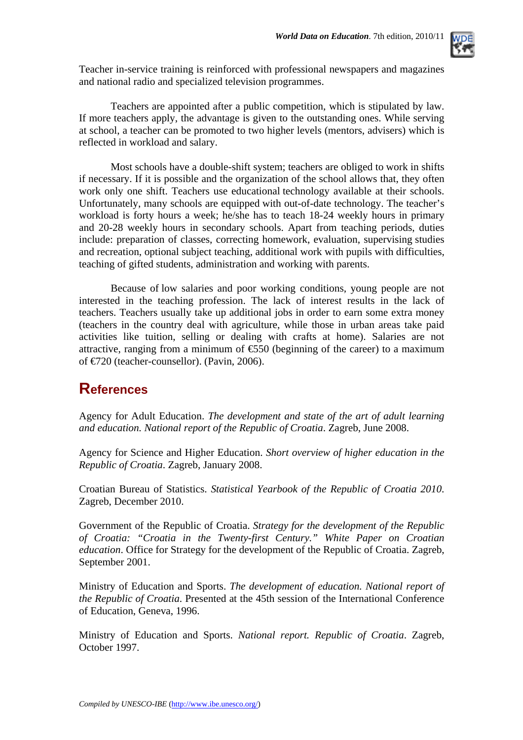Teacher in-service training is reinforced with professional newspapers and magazines and national radio and specialized television programmes.

Teachers are appointed after a public competition, which is stipulated by law. If more teachers apply, the advantage is given to the outstanding ones. While serving at school, a teacher can be promoted to two higher levels (mentors, advisers) which is reflected in workload and salary.

Most schools have a double-shift system; teachers are obliged to work in shifts if necessary. If it is possible and the organization of the school allows that, they often work only one shift. Teachers use educational technology available at their schools. Unfortunately, many schools are equipped with out-of-date technology. The teacher's workload is forty hours a week; he/she has to teach 18-24 weekly hours in primary and 20-28 weekly hours in secondary schools. Apart from teaching periods, duties include: preparation of classes, correcting homework, evaluation, supervising studies and recreation, optional subject teaching, additional work with pupils with difficulties, teaching of gifted students, administration and working with parents.

Because of low salaries and poor working conditions, young people are not interested in the teaching profession. The lack of interest results in the lack of teachers. Teachers usually take up additional jobs in order to earn some extra money (teachers in the country deal with agriculture, while those in urban areas take paid activities like tuition, selling or dealing with crafts at home). Salaries are not attractive, ranging from a minimum of €550 (beginning of the career) to a maximum of €720 (teacher-counsellor). (Pavin, 2006).

## References

Agency for Adult Education. *The development and state of the art of adult learning and education. National report of the Republic of Croatia*. Zagreb, June 2008.

Agency for Science and Higher Education. *Short overview of higher education in the Republic of Croatia*. Zagreb, January 2008.

Croatian Bureau of Statistics. *Statistical Yearbook of the Republic of Croatia 2010*. Zagreb, December 2010.

Government of the Republic of Croatia. *Strategy for the development of the Republic of Croatia: "Croatia in the Twenty-first Century." White Paper on Croatian education*. Office for Strategy for the development of the Republic of Croatia. Zagreb, September 2001.

Ministry of Education and Sports. *The development of education. National report of the Republic of Croatia*. Presented at the 45th session of the International Conference of Education, Geneva, 1996.

Ministry of Education and Sports. *National report. Republic of Croatia*. Zagreb, October 1997.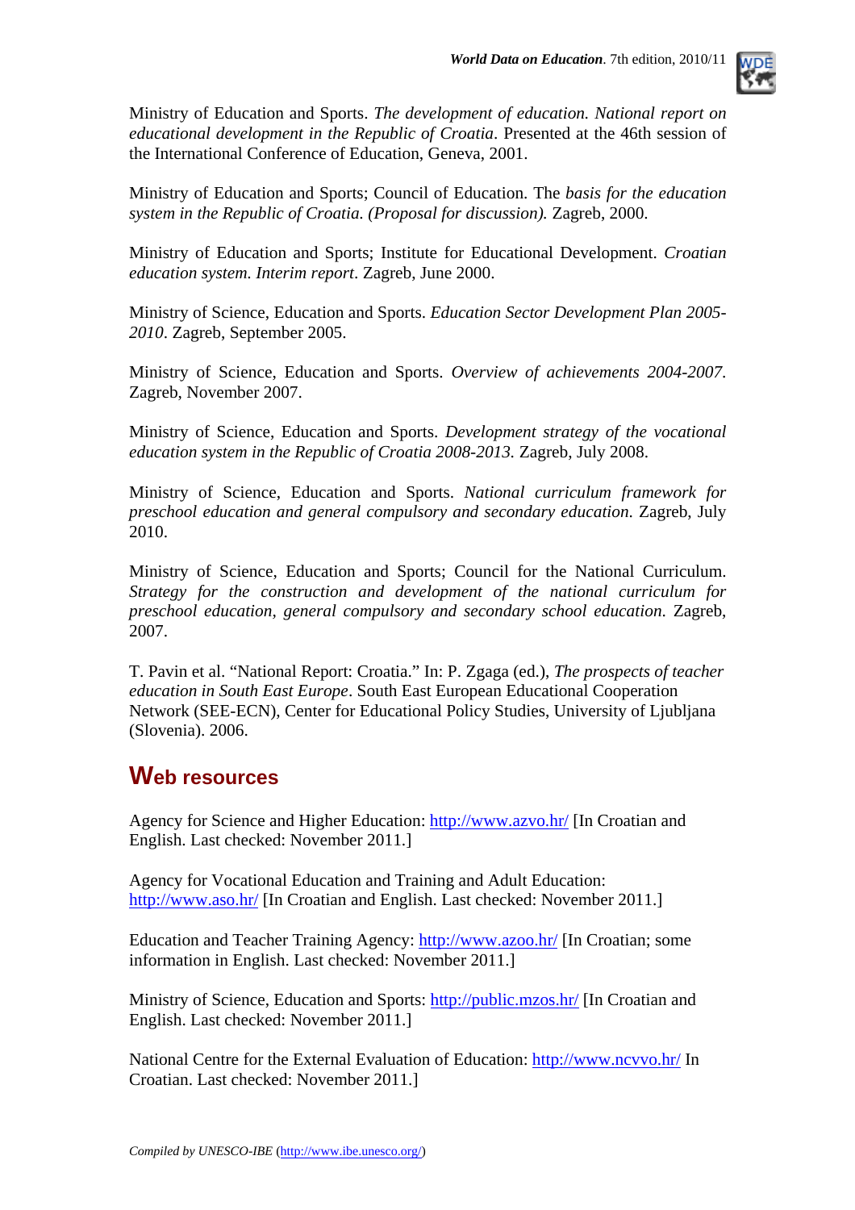Ministry of Education and Sports. *The development of education. National report on educational development in the Republic of Croatia*. Presented at the 46th session of the International Conference of Education, Geneva, 2001.

Ministry of Education and Sports; Council of Education. The *basis for the education system in the Republic of Croatia. (Proposal for discussion).* Zagreb, 2000.

Ministry of Education and Sports; Institute for Educational Development. *Croatian education system. Interim report*. Zagreb, June 2000.

Ministry of Science, Education and Sports. *Education Sector Development Plan 2005-2010*. Zagreb, September 2005.

Ministry of Science, Education and Sports. *Overview of achievements 2004-2007*. Zagreb, November 2007.

Ministry of Science, Education and Sports. *Development strategy of the vocational education system in the Republic of Croatia 2008-2013.* Zagreb, July 2008.

Ministry of Science, Education and Sports. *National curriculum framework for preschool education and general compulsory and secondary education*. Zagreb, July 2010.

Ministry of Science, Education and Sports; Council for the National Curriculum. *Strategy for the construction and development of the national curriculum for preschool education, general compulsory and secondary school education*. Zagreb, 2007.

T. Pavin et al. "National Report: Croatia." In: P. Zgaga (ed.), *The prospects of teacher education in South East Europe*. South East European Educational Cooperation Network (SEE-ECN), Center for Educational Policy Studies, University of Ljubljana (Slovenia). 2006.

## Web resources

Agency for Science and Higher Education: http://www.azvo.hr/ [In Croatian and English. Last checked: November 2011.]

Agency for Vocational Education and Training and Adult Education: http://www.aso.hr/ [In Croatian and English. Last checked: November 2011.]

Education and Teacher Training Agency: http://www.azoo.hr/ [In Croatian; some information in English. Last checked: November 2011.]

Ministry of Science, Education and Sports: http://public.mzos.hr/ [In Croatian and English. Last checked: November 2011.]

National Centre for the External Evaluation of Education: http://www.ncvvo.hr/ In Croatian. Last checked: November 2011.]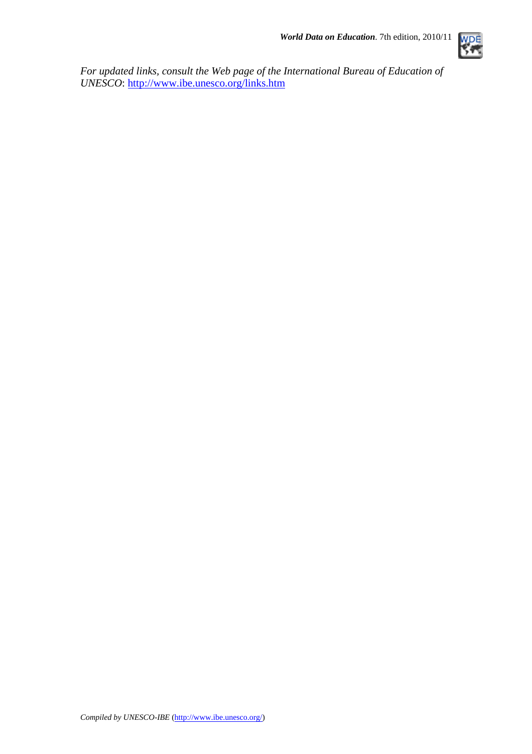*For updated links, consult the Web page of the International Bureau of Education of UNESCO*: http://www.ibe.unesco.org/links.htm